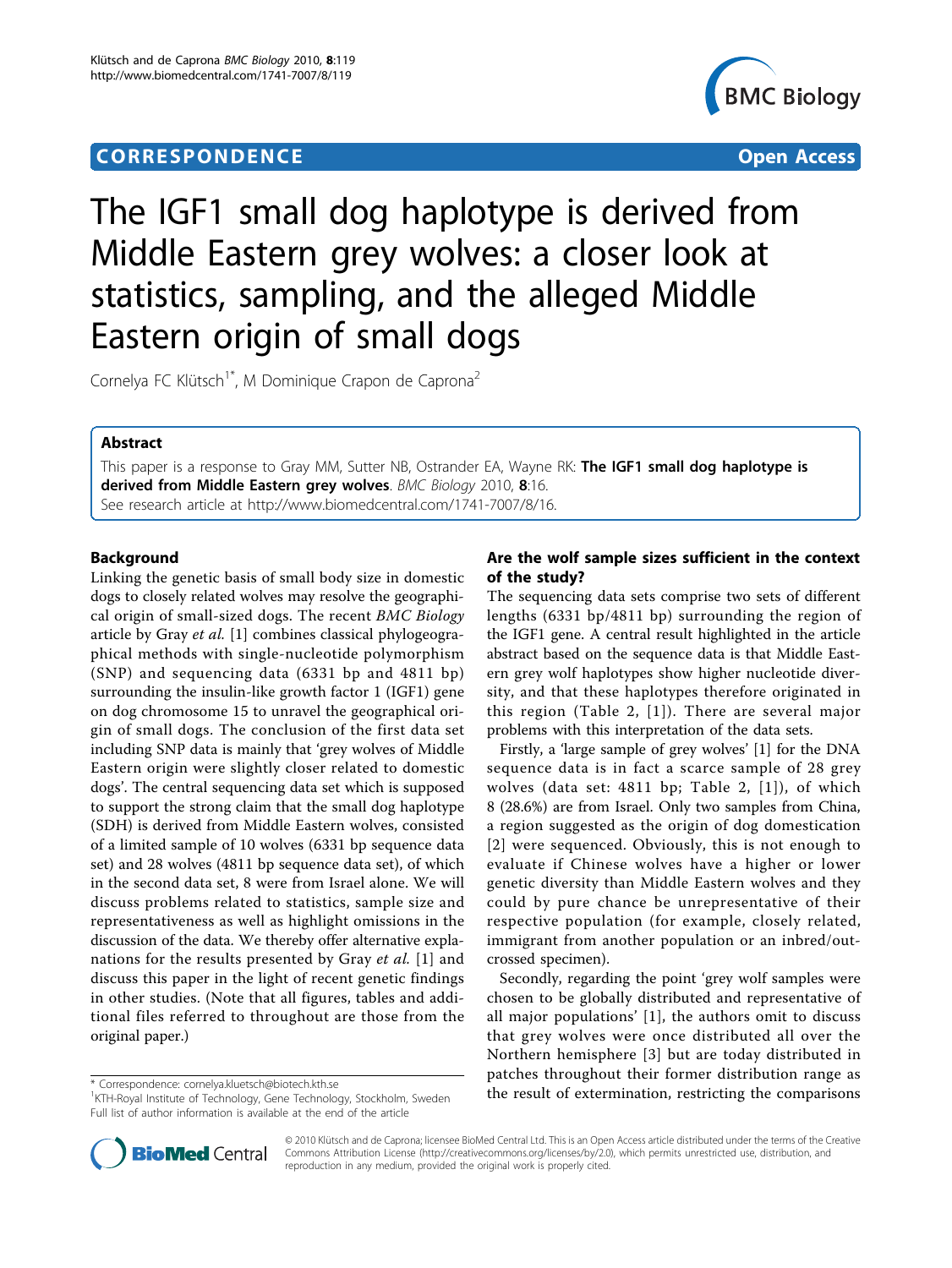**CORRESPONDENCE** **Open Access**

# The IGF1 small dog haplotype is derived from Middle Eastern grey wolves: a closer look at statistics, sampling, and the alleged Middle Eastern origin of small dogs

Cornelya FC Klütsch[1*], M Dominique Crapon de Caprona[2]

## Abstract

This paper is a response to Gray MM, Sutter NB, Ostrander EA, Wayne RK: **The IGF1 small dog haplotype is derived from Middle Eastern grey wolves**. *BMC Biology* 2010, **8**:16.
See research article at http://www.biomedcentral.com/1741-7007/8/16.

## Background

Linking the genetic basis of small body size in domestic dogs to closely related wolves may resolve the geographical origin of small-sized dogs. The recent *BMC Biology* article by Gray *et al.* [1] combines classical phylogeographical methods with single-nucleotide polymorphism (SNP) and sequencing data (6331 bp and 4811 bp) surrounding the insulin-like growth factor 1 (IGF1) gene on dog chromosome 15 to unravel the geographical origin of small dogs. The conclusion of the first data set including SNP data is mainly that 'grey wolves of Middle Eastern origin were slightly closer related to domestic dogs'. The central sequencing data set which is supposed to support the strong claim that the small dog haplotype (SDH) is derived from Middle Eastern wolves, consisted of a limited sample of 10 wolves (6331 bp sequence data set) and 28 wolves (4811 bp sequence data set), of which in the second data set, 8 were from Israel alone. We will discuss problems related to statistics, sample size and representativeness as well as highlight omissions in the discussion of the data. We thereby offer alternative explanations for the results presented by Gray *et al.* [1] and discuss this paper in the light of recent genetic findings in other studies. (Note that all figures, tables and additional files referred to throughout are those from the original paper.)

## Are the wolf sample sizes sufficient in the context of the study?

The sequencing data sets comprise two sets of different lengths (6331 bp/4811 bp) surrounding the region of the IGF1 gene. A central result highlighted in the article abstract based on the sequence data is that Middle Eastern grey wolf haplotypes show higher nucleotide diversity, and that these haplotypes therefore originated in this region (Table 2, [1]). There are several major problems with this interpretation of the data sets.

Firstly, a 'large sample of grey wolves' [1] for the DNA sequence data is in fact a scarce sample of 28 grey wolves (data set: 4811 bp; Table 2, [1]), of which 8 (28.6%) are from Israel. Only two samples from China, a region suggested as the origin of dog domestication [2] were sequenced. Obviously, this is not enough to evaluate if Chinese wolves have a higher or lower genetic diversity than Middle Eastern wolves and they could by pure chance be unrepresentative of their respective population (for example, closely related, immigrant from another population or an inbred/outcrossed specimen).

Secondly, regarding the point 'grey wolf samples were chosen to be globally distributed and representative of all major populations' [1], the authors omit to discuss that grey wolves were once distributed all over the Northern hemisphere [3] but are today distributed in patches throughout their former distribution range as the result of extermination, restricting the comparisons

\* Correspondence: cornelya.kluetsch@biotech.kth.se
[1]KTH-Royal Institute of Technology, Gene Technology, Stockholm, Sweden
Full list of author information is available at the end of the article

© 2010 Klütsch and de Caprona; licensee BioMed Central Ltd. This is an Open Access article distributed under the terms of the Creative Commons Attribution License (http://creativecommons.org/licenses/by/2.0), which permits unrestricted use, distribution, and reproduction in any medium, provided the original work is properly cited.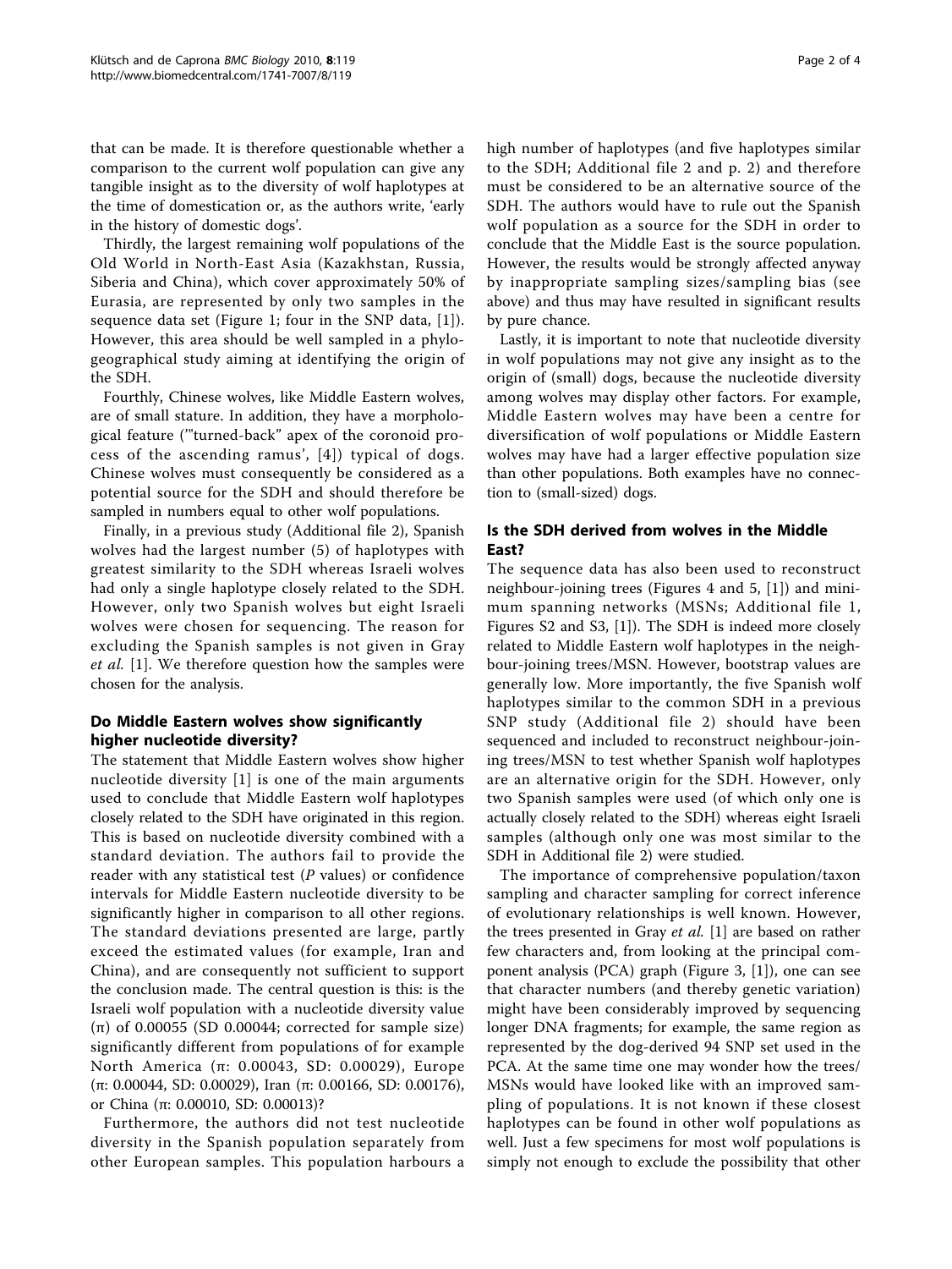that can be made. It is therefore questionable whether a comparison to the current wolf population can give any tangible insight as to the diversity of wolf haplotypes at the time of domestication or, as the authors write, 'early in the history of domestic dogs'.

Thirdly, the largest remaining wolf populations of the Old World in North-East Asia (Kazakhstan, Russia, Siberia and China), which cover approximately 50% of Eurasia, are represented by only two samples in the sequence data set (Figure 1; four in the SNP data, [1]). However, this area should be well sampled in a phylogeographical study aiming at identifying the origin of the SDH.

Fourthly, Chinese wolves, like Middle Eastern wolves, are of small stature. In addition, they have a morphological feature ('"turned-back" apex of the coronoid process of the ascending ramus', [4]) typical of dogs. Chinese wolves must consequently be considered as a potential source for the SDH and should therefore be sampled in numbers equal to other wolf populations.

Finally, in a previous study (Additional file 2), Spanish wolves had the largest number (5) of haplotypes with greatest similarity to the SDH whereas Israeli wolves had only a single haplotype closely related to the SDH. However, only two Spanish wolves but eight Israeli wolves were chosen for sequencing. The reason for excluding the Spanish samples is not given in Gray *et al.* [1]. We therefore question how the samples were chosen for the analysis.

## Do Middle Eastern wolves show significantly higher nucleotide diversity?

The statement that Middle Eastern wolves show higher nucleotide diversity [1] is one of the main arguments used to conclude that Middle Eastern wolf haplotypes closely related to the SDH have originated in this region. This is based on nucleotide diversity combined with a standard deviation. The authors fail to provide the reader with any statistical test (*P* values) or confidence intervals for Middle Eastern nucleotide diversity to be significantly higher in comparison to all other regions. The standard deviations presented are large, partly exceed the estimated values (for example, Iran and China), and are consequently not sufficient to support the conclusion made. The central question is this: is the Israeli wolf population with a nucleotide diversity value ($\pi$) of 0.00055 (SD 0.00044; corrected for sample size) significantly different from populations of for example North America ($\pi$: 0.00043, SD: 0.00029), Europe ($\pi$: 0.00044, SD: 0.00029), Iran ($\pi$: 0.00166, SD: 0.00176), or China ($\pi$: 0.00010, SD: 0.00013)?

Furthermore, the authors did not test nucleotide diversity in the Spanish population separately from other European samples. This population harbours a high number of haplotypes (and five haplotypes similar to the SDH; Additional file 2 and p. 2) and therefore must be considered to be an alternative source of the SDH. The authors would have to rule out the Spanish wolf population as a source for the SDH in order to conclude that the Middle East is the source population. However, the results would be strongly affected anyway by inappropriate sampling sizes/sampling bias (see above) and thus may have resulted in significant results by pure chance.

Lastly, it is important to note that nucleotide diversity in wolf populations may not give any insight as to the origin of (small) dogs, because the nucleotide diversity among wolves may display other factors. For example, Middle Eastern wolves may have been a centre for diversification of wolf populations or Middle Eastern wolves may have had a larger effective population size than other populations. Both examples have no connection to (small-sized) dogs.

## Is the SDH derived from wolves in the Middle East?

The sequence data has also been used to reconstruct neighbour-joining trees (Figures 4 and 5, [1]) and minimum spanning networks (MSNs; Additional file 1, Figures S2 and S3, [1]). The SDH is indeed more closely related to Middle Eastern wolf haplotypes in the neighbour-joining trees/MSN. However, bootstrap values are generally low. More importantly, the five Spanish wolf haplotypes similar to the common SDH in a previous SNP study (Additional file 2) should have been sequenced and included to reconstruct neighbour-joining trees/MSN to test whether Spanish wolf haplotypes are an alternative origin for the SDH. However, only two Spanish samples were used (of which only one is actually closely related to the SDH) whereas eight Israeli samples (although only one was most similar to the SDH in Additional file 2) were studied.

The importance of comprehensive population/taxon sampling and character sampling for correct inference of evolutionary relationships is well known. However, the trees presented in Gray *et al.* [1] are based on rather few characters and, from looking at the principal component analysis (PCA) graph (Figure 3, [1]), one can see that character numbers (and thereby genetic variation) might have been considerably improved by sequencing longer DNA fragments; for example, the same region as represented by the dog-derived 94 SNP set used in the PCA. At the same time one may wonder how the trees/MSNs would have looked like with an improved sampling of populations. It is not known if these closest haplotypes can be found in other wolf populations as well. Just a few specimens for most wolf populations is simply not enough to exclude the possibility that other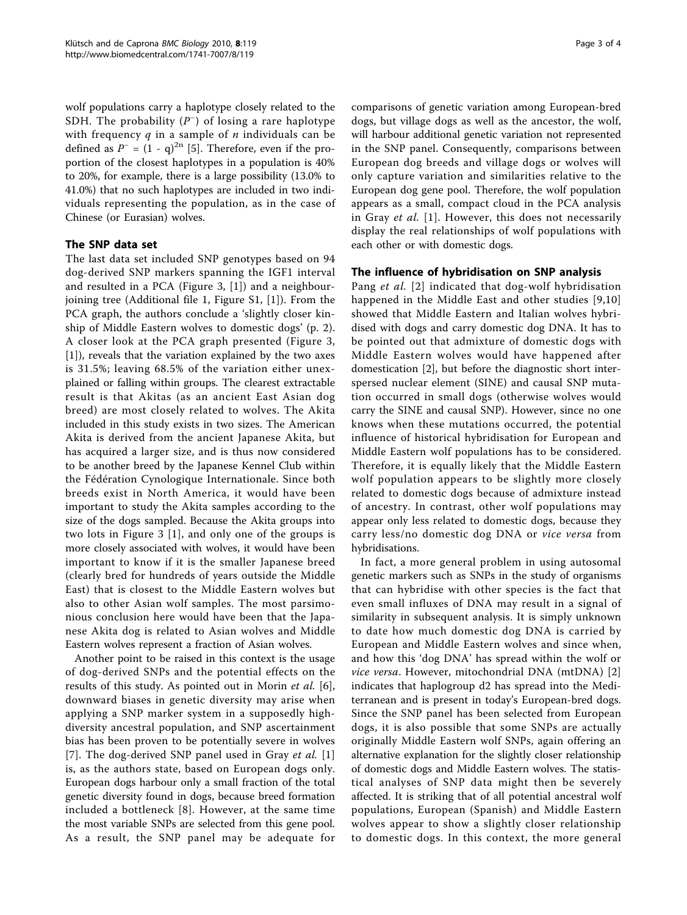wolf populations carry a haplotype closely related to the SDH. The probability ($P^-$) of losing a rare haplotype with frequency $q$ in a sample of $n$ individuals can be defined as $P^- = (1 - q)^{2n}$ [5]. Therefore, even if the proportion of the closest haplotypes in a population is 40% to 20%, for example, there is a large possibility (13.0% to 41.0%) that no such haplotypes are included in two individuals representing the population, as in the case of Chinese (or Eurasian) wolves.

## The SNP data set

The last data set included SNP genotypes based on 94 dog-derived SNP markers spanning the IGF1 interval and resulted in a PCA (Figure 3, [1]) and a neighbour-joining tree (Additional file 1, Figure S1, [1]). From the PCA graph, the authors conclude a 'slightly closer kinship of Middle Eastern wolves to domestic dogs' (p. 2). A closer look at the PCA graph presented (Figure 3, [1]), reveals that the variation explained by the two axes is 31.5%; leaving 68.5% of the variation either unexplained or falling within groups. The clearest extractable result is that Akitas (as an ancient East Asian dog breed) are most closely related to wolves. The Akita included in this study exists in two sizes. The American Akita is derived from the ancient Japanese Akita, but has acquired a larger size, and is thus now considered to be another breed by the Japanese Kennel Club within the Fédération Cynologique Internationale. Since both breeds exist in North America, it would have been important to study the Akita samples according to the size of the dogs sampled. Because the Akita groups into two lots in Figure 3 [1], and only one of the groups is more closely associated with wolves, it would have been important to know if it is the smaller Japanese breed (clearly bred for hundreds of years outside the Middle East) that is closest to the Middle Eastern wolves but also to other Asian wolf samples. The most parsimonious conclusion here would have been that the Japanese Akita dog is related to Asian wolves and Middle Eastern wolves represent a fraction of Asian wolves.

Another point to be raised in this context is the usage of dog-derived SNPs and the potential effects on the results of this study. As pointed out in Morin *et al.* [6], downward biases in genetic diversity may arise when applying a SNP marker system in a supposedly high-diversity ancestral population, and SNP ascertainment bias has been proven to be potentially severe in wolves [7]. The dog-derived SNP panel used in Gray *et al.* [1] is, as the authors state, based on European dogs only. European dogs harbour only a small fraction of the total genetic diversity found in dogs, because breed formation included a bottleneck [8]. However, at the same time the most variable SNPs are selected from this gene pool. As a result, the SNP panel may be adequate for comparisons of genetic variation among European-bred dogs, but village dogs as well as the ancestor, the wolf, will harbour additional genetic variation not represented in the SNP panel. Consequently, comparisons between European dog breeds and village dogs or wolves will only capture variation and similarities relative to the European dog gene pool. Therefore, the wolf population appears as a small, compact cloud in the PCA analysis in Gray *et al.* [1]. However, this does not necessarily display the real relationships of wolf populations with each other or with domestic dogs.

## The influence of hybridisation on SNP analysis

Pang *et al.* [2] indicated that dog-wolf hybridisation happened in the Middle East and other studies [9,10] showed that Middle Eastern and Italian wolves hybridised with dogs and carry domestic dog DNA. It has to be pointed out that admixture of domestic dogs with Middle Eastern wolves would have happened after domestication [2], but before the diagnostic short interspersed nuclear element (SINE) and causal SNP mutation occurred in small dogs (otherwise wolves would carry the SINE and causal SNP). However, since no one knows when these mutations occurred, the potential influence of historical hybridisation for European and Middle Eastern wolf populations has to be considered. Therefore, it is equally likely that the Middle Eastern wolf population appears to be slightly more closely related to domestic dogs because of admixture instead of ancestry. In contrast, other wolf populations may appear only less related to domestic dogs, because they carry less/no domestic dog DNA or *vice versa* from hybridisations.

In fact, a more general problem in using autosomal genetic markers such as SNPs in the study of organisms that can hybridise with other species is the fact that even small influxes of DNA may result in a signal of similarity in subsequent analysis. It is simply unknown to date how much domestic dog DNA is carried by European and Middle Eastern wolves and since when, and how this 'dog DNA' has spread within the wolf or *vice versa*. However, mitochondrial DNA (mtDNA) [2] indicates that haplogroup d2 has spread into the Mediterranean and is present in today's European-bred dogs. Since the SNP panel has been selected from European dogs, it is also possible that some SNPs are actually originally Middle Eastern wolf SNPs, again offering an alternative explanation for the slightly closer relationship of domestic dogs and Middle Eastern wolves. The statistical analyses of SNP data might then be severely affected. It is striking that of all potential ancestral wolf populations, European (Spanish) and Middle Eastern wolves appear to show a slightly closer relationship to domestic dogs. In this context, the more general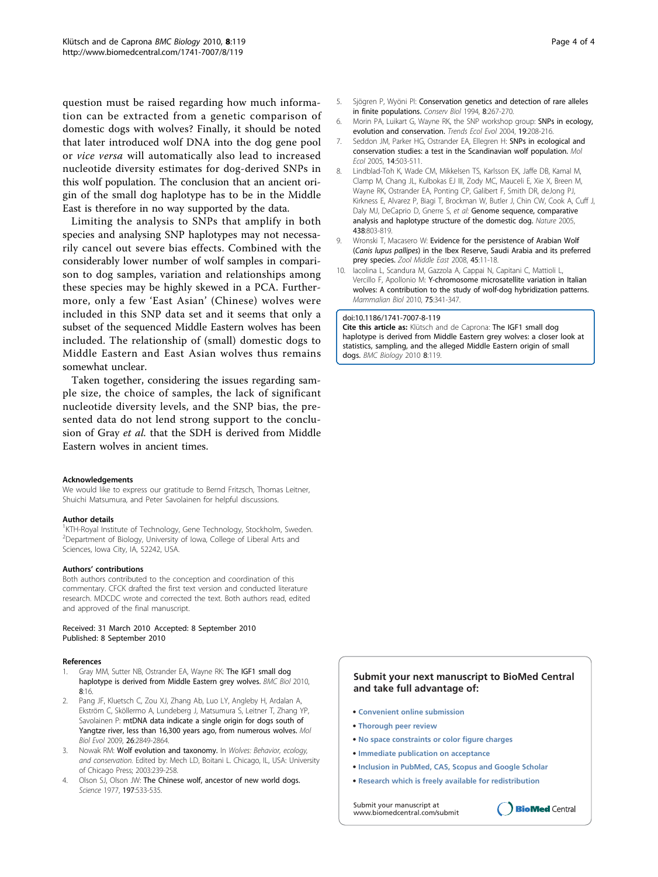question must be raised regarding how much information can be extracted from a genetic comparison of domestic dogs with wolves? Finally, it should be noted that later introduced wolf DNA into the dog gene pool or *vice versa* will automatically also lead to increased nucleotide diversity estimates for dog-derived SNPs in this wolf population. The conclusion that an ancient origin of the small dog haplotype has to be in the Middle East is therefore in no way supported by the data.

Limiting the analysis to SNPs that amplify in both species and analysing SNP haplotypes may not necessarily cancel out severe bias effects. Combined with the considerably lower number of wolf samples in comparison to dog samples, variation and relationships among these species may be highly skewed in a PCA. Furthermore, only a few 'East Asian' (Chinese) wolves were included in this SNP data set and it seems that only a subset of the sequenced Middle Eastern wolves has been included. The relationship of (small) domestic dogs to Middle Eastern and East Asian wolves thus remains somewhat unclear.

Taken together, considering the issues regarding sample size, the choice of samples, the lack of significant nucleotide diversity levels, and the SNP bias, the presented data do not lend strong support to the conclusion of Gray *et al.* that the SDH is derived from Middle Eastern wolves in ancient times.

### Acknowledgements

We would like to express our gratitude to Bernd Fritzsch, Thomas Leitner, Shuichi Matsumura, and Peter Savolainen for helpful discussions.

### Author details

[1]KTH-Royal Institute of Technology, Gene Technology, Stockholm, Sweden. [2]Department of Biology, University of Iowa, College of Liberal Arts and Sciences, Iowa City, IA, 52242, USA.

### Authors' contributions

Both authors contributed to the conception and coordination of this commentary. CFCK drafted the first text version and conducted literature research. MDCDC wrote and corrected the text. Both authors read, edited and approved of the final manuscript.

Received: 31 March 2010 Accepted: 8 September 2010
Published: 8 September 2010

### References

1. Gray MM, Sutter NB, Ostrander EA, Wayne RK: **The IGF1 small dog haplotype is derived from Middle Eastern grey wolves.** *BMC Biol* 2010, **8**:16.
2. Pang JF, Kluetsch C, Zou XJ, Zhang Ab, Luo LY, Angleby H, Ardalan A, Ekström C, Sköllermo A, Lundeberg J, Matsumura S, Leitner T, Zhang YP, Savolainen P: **mtDNA data indicate a single origin for dogs south of Yangtze river, less than 16,300 years ago, from numerous wolves.** *Mol Biol Evol* 2009, **26**:2849-2864.
3. Nowak RM: **Wolf evolution and taxonomy.** In *Wolves: Behavior, ecology, and conservation.* Edited by: Mech LD, Boitani L. Chicago, IL, USA: University of Chicago Press; 2003:239-258.
4. Olson SJ, Olson JW: **The Chinese wolf, ancestor of new world dogs.** *Science* 1977, **197**:533-535.
5. Sjögren P, Wyöni PI: **Conservation genetics and detection of rare alleles in finite populations.** *Conserv Biol* 1994, **8**:267-270.
6. Morin PA, Luikart G, Wayne RK, the SNP workshop group: **SNPs in ecology, evolution and conservation.** *Trends Ecol Evol* 2004, **19**:208-216.
7. Seddon JM, Parker HG, Ostrander EA, Ellegren H: **SNPs in ecological and conservation studies: a test in the Scandinavian wolf population.** *Mol Ecol* 2005, **14**:503-511.
8. Lindblad-Toh K, Wade CM, Mikkelsen TS, Karlsson EK, Jaffe DB, Kamal M, Clamp M, Chang JL, Kulbokas EJ III, Zody MC, Mauceli E, Xie X, Breen M, Wayne RK, Ostrander EA, Ponting CP, Galibert F, Smith DR, deJong PJ, Kirkness E, Alvarez P, Biagi T, Brockman W, Butler J, Chin CW, Cook A, Cuff J, Daly MJ, DeCaprio D, Gnerre S, *et al*: **Genome sequence, comparative analysis and haplotype structure of the domestic dog.** *Nature* 2005, **438**:803-819.
9. Wronski T, Macasero W: **Evidence for the persistence of Arabian Wolf (*Canis lupus pallipes*) in the Ibex Reserve, Saudi Arabia and its preferred prey species.** *Zool Middle East* 2008, **45**:11-18.
10. Iacolina L, Scandura M, Gazzola A, Cappai N, Capitani C, Mattioli L, Vercillo F, Apollonio M: **Y-chromosome microsatellite variation in Italian wolves: A contribution to the study of wolf-dog hybridization patterns.** *Mammalian Biol* 2010, **75**:341-347.

doi:10.1186/1741-7007-8-119

**Cite this article as:** Klütsch and de Caprona: **The IGF1 small dog haplotype is derived from Middle Eastern grey wolves: a closer look at statistics, sampling, and the alleged Middle Eastern origin of small dogs.** *BMC Biology* 2010 **8**:119.

**Submit your next manuscript to BioMed Central and take full advantage of:**

- Convenient online submission
- Thorough peer review
- No space constraints or color figure charges
- Immediate publication on acceptance
- Inclusion in PubMed, CAS, Scopus and Google Scholar
- Research which is freely available for redistribution

Submit your manuscript at
www.biomedcentral.com/submit

BioMed Central